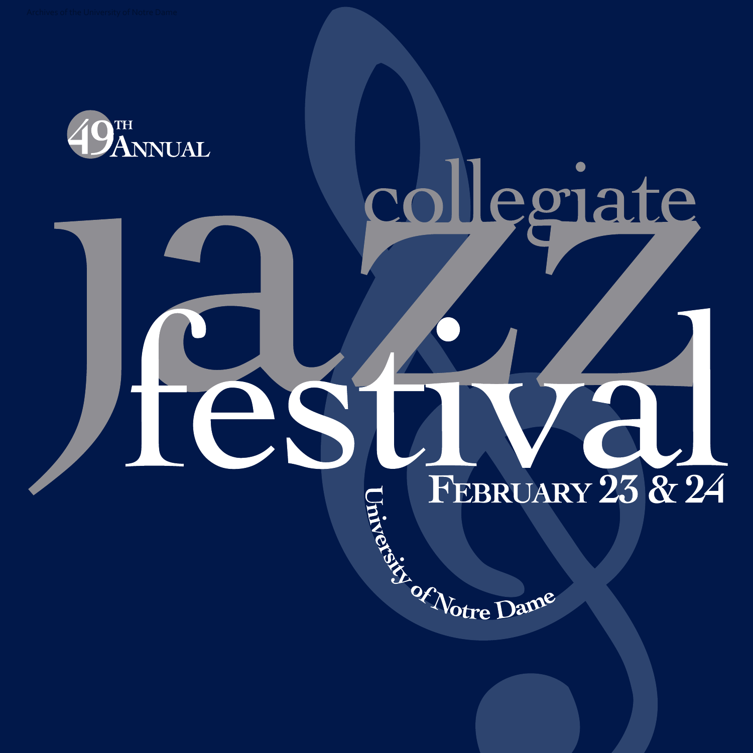49th Annual

# collegiate jazz festival

**February 23 & 24**

University of Notre Dame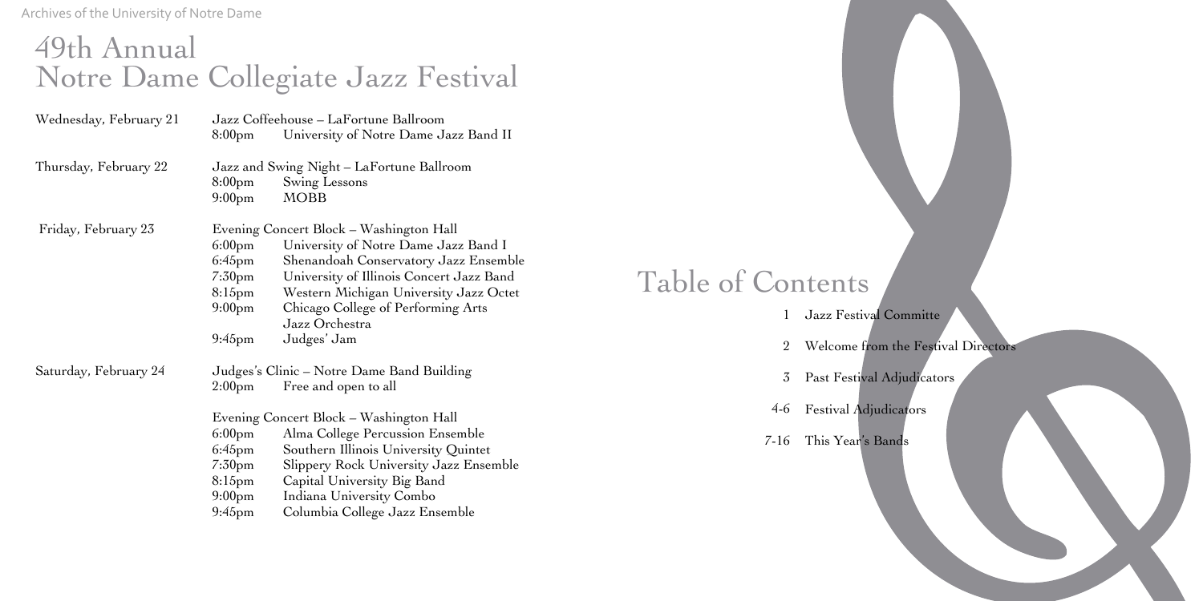# 49th Annual Notre Dame Collegiate Jazz Festival

**Wednesday, February 21**

Jazz Coffeehouse – LaFortune Ballroom

| | |
|---|---|
| 8:00pm | University of Notre Dame Jazz Band II |

**Thursday, February 22**

Jazz and Swing Night – LaFortune Ballroom

| | |
|---|---|
| 8:00pm | Swing Lessons |
| 9:00pm | MOBB |

**Friday, February 23**

Evening Concert Block – Washington Hall

| | |
|---|---|
| 6:00pm | University of Notre Dame Jazz Band I |
| 6:45pm | Shenandoah Conservatory Jazz Ensemble |
| 7:30pm | University of Illinois Concert Jazz Band |
| 8:15pm | Western Michigan University Jazz Octet |
| 9:00pm | Chicago College of Performing Arts Jazz Orchestra |
| 9:45pm | Judges' Jam |

**Saturday, February 24**

Judges's Clinic – Notre Dame Band Building

| | |
|---|---|
| 2:00pm | Free and open to all |

Evening Concert Block – Washington Hall

| | |
|---|---|
| 6:00pm | Alma College Percussion Ensemble |
| 6:45pm | Southern Illinois University Quintet |
| 7:30pm | Slippery Rock University Jazz Ensemble |
| 8:15pm | Capital University Big Band |
| 9:00pm | Indiana University Combo |
| 9:45pm | Columbia College Jazz Ensemble |

# Table of Contents

| | |
|---|---|
| 1 | Jazz Festival Committe |
| 2 | Welcome from the Festival Directors |
| 3 | Past Festival Adjudicators |
| 4-6 | Festival Adjudicators |
| 7-16 | This Year's Bands |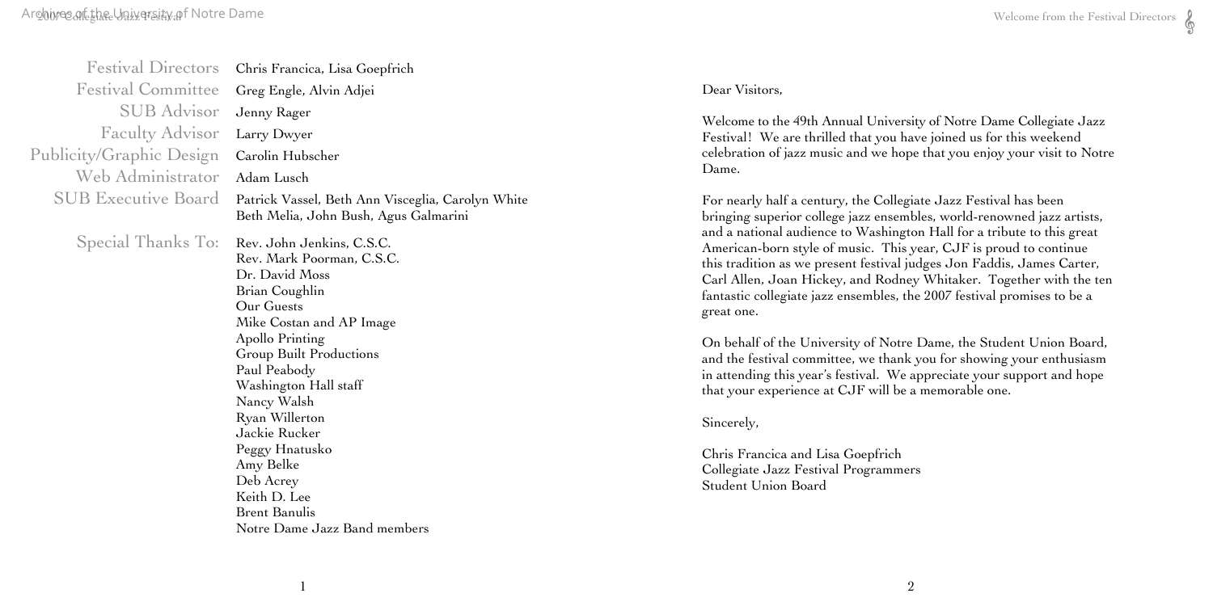| | |
|---|---|
| Festival Directors | Chris Francica, Lisa Goepfrich |
| Festival Committee | Greg Engle, Alvin Adjei |
| SUB Advisor | Jenny Rager |
| Faculty Advisor | Larry Dwyer |
| Publicity/Graphic Design | Carolin Hubscher |
| Web Administrator | Adam Lusch |
| SUB Executive Board | Patrick Vassel, Beth Ann Visceglia, Carolyn White<br>Beth Melia, John Bush, Agus Galmarini |

Special Thanks To:

Rev. John Jenkins, C.S.C.
Rev. Mark Poorman, C.S.C.
Dr. David Moss
Brian Coughlin
Our Guests
Mike Costan and AP Image
Apollo Printing
Group Built Productions
Paul Peabody
Washington Hall staff
Nancy Walsh
Ryan Willerton
Jackie Rucker
Peggy Hnatusko
Amy Belke
Deb Acrey
Keith D. Lee
Brent Banulis
Notre Dame Jazz Band members

## Welcome from the Festival Directors

Dear Visitors,

Welcome to the 49th Annual University of Notre Dame Collegiate Jazz Festival! We are thrilled that you have joined us for this weekend celebration of jazz music and we hope that you enjoy your visit to Notre Dame.

For nearly half a century, the Collegiate Jazz Festival has been bringing superior college jazz ensembles, world-renowned jazz artists, and a national audience to Washington Hall for a tribute to this great American-born style of music. This year, CJF is proud to continue this tradition as we present festival judges Jon Faddis, James Carter, Carl Allen, Joan Hickey, and Rodney Whitaker. Together with the ten fantastic collegiate jazz ensembles, the 2007 festival promises to be a great one.

On behalf of the University of Notre Dame, the Student Union Board, and the festival committee, we thank you for showing your enthusiasm in attending this year's festival. We appreciate your support and hope that your experience at CJF will be a memorable one.

Sincerely,

Chris Francica and Lisa Goepfrich
Collegiate Jazz Festival Programmers
Student Union Board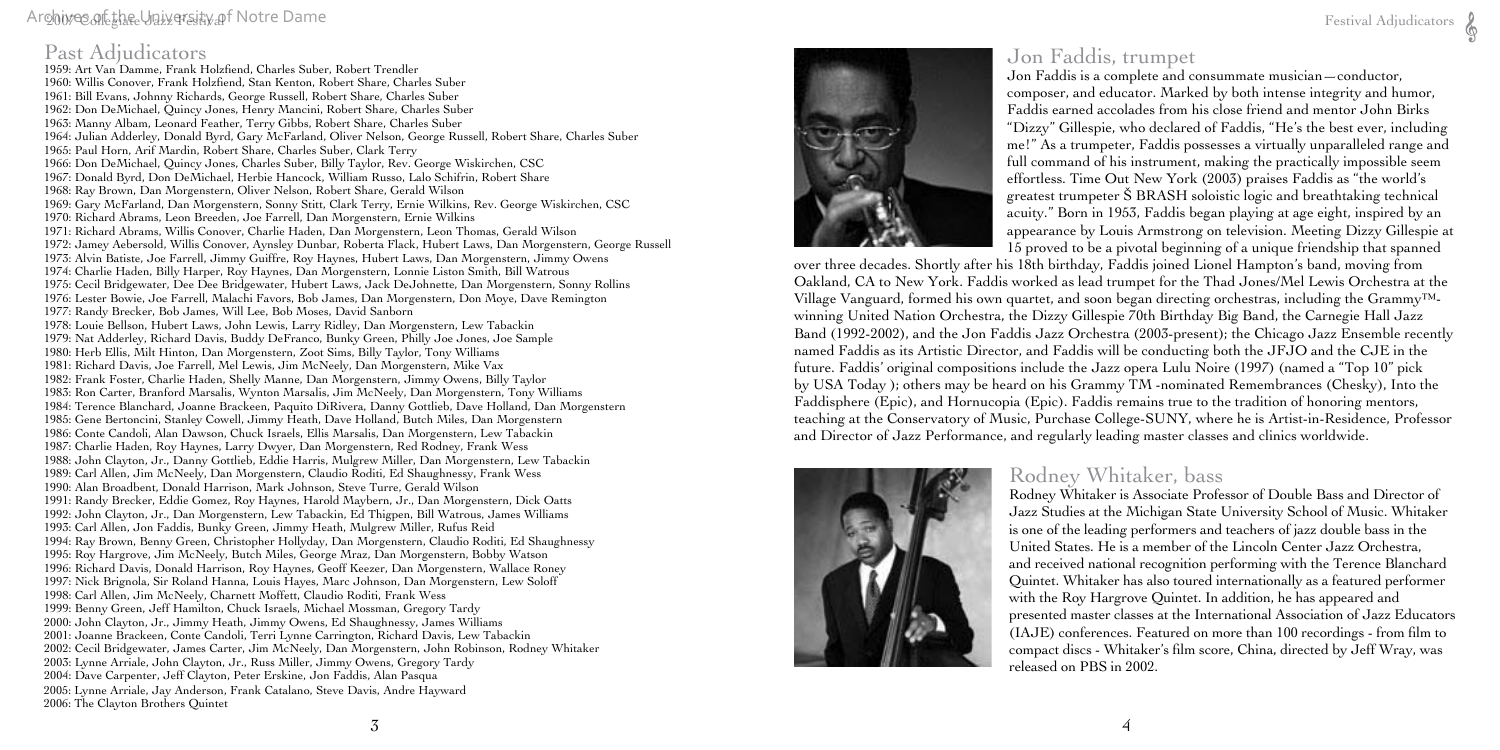## Past Adjudicators

1959: Art Van Damme, Frank Holzfiend, Charles Suber, Robert Trendler
1960: Willis Conover, Frank Holzfiend, Stan Kenton, Robert Share, Charles Suber
1961: Bill Evans, Johnny Richards, George Russell, Robert Share, Charles Suber
1962: Don DeMichael, Quincy Jones, Henry Mancini, Robert Share, Charles Suber
1963: Manny Albam, Leonard Feather, Terry Gibbs, Robert Share, Charles Suber
1964: Julian Adderley, Donald Byrd, Gary McFarland, Oliver Nelson, George Russell, Robert Share, Charles Suber
1965: Paul Horn, Arif Mardin, Robert Share, Charles Suber, Clark Terry
1966: Don DeMichael, Quincy Jones, Charles Suber, Billy Taylor, Rev. George Wiskirchen, CSC
1967: Donald Byrd, Don DeMichael, Herbie Hancock, William Russo, Lalo Schifrin, Robert Share
1968: Ray Brown, Dan Morgenstern, Oliver Nelson, Robert Share, Gerald Wilson
1969: Gary McFarland, Dan Morgenstern, Sonny Stitt, Clark Terry, Ernie Wilkins, Rev. George Wiskirchen, CSC
1970: Richard Abrams, Leon Breeden, Joe Farrell, Dan Morgenstern, Ernie Wilkins
1971: Richard Abrams, Willis Conover, Charlie Haden, Dan Morgenstern, Leon Thomas, Gerald Wilson
1972: Jamey Aebersold, Willis Conover, Aynsley Dunbar, Roberta Flack, Hubert Laws, Dan Morgenstern, George Russell
1973: Alvin Batiste, Joe Farrell, Jimmy Guiffre, Roy Haynes, Hubert Laws, Dan Morgenstern, Jimmy Owens
1974: Charlie Haden, Billy Harper, Roy Haynes, Dan Morgenstern, Lonnie Liston Smith, Bill Watrous
1975: Cecil Bridgewater, Dee Dee Bridgewater, Hubert Laws, Jack DeJohnette, Dan Morgenstern, Sonny Rollins
1976: Lester Bowie, Joe Farrell, Malachi Favors, Bob James, Dan Morgenstern, Don Moye, Dave Remington
1977: Randy Brecker, Bob James, Will Lee, Bob Moses, David Sanborn
1978: Louie Bellson, Hubert Laws, John Lewis, Larry Ridley, Dan Morgenstern, Lew Tabackin
1979: Nat Adderley, Richard Davis, Buddy DeFranco, Bunky Green, Philly Joe Jones, Joe Sample
1980: Herb Ellis, Milt Hinton, Dan Morgenstern, Zoot Sims, Billy Taylor, Tony Williams
1981: Richard Davis, Joe Farrell, Mel Lewis, Jim McNeely, Dan Morgenstern, Mike Vax
1982: Frank Foster, Charlie Haden, Shelly Manne, Dan Morgenstern, Jimmy Owens, Billy Taylor
1983: Ron Carter, Branford Marsalis, Wynton Marsalis, Jim McNeely, Dan Morgenstern, Tony Williams
1984: Terence Blanchard, Joanne Brackeen, Paquito DiRivera, Danny Gottlieb, Dave Holland, Dan Morgenstern
1985: Gene Bertoncini, Stanley Cowell, Jimmy Heath, Dave Holland, Butch Miles, Dan Morgenstern
1986: Conte Candoli, Alan Dawson, Chuck Israels, Ellis Marsalis, Dan Morgenstern, Lew Tabackin
1987: Charlie Haden, Roy Haynes, Larry Dwyer, Dan Morgenstern, Red Rodney, Frank Wess
1988: John Clayton, Jr., Danny Gottlieb, Eddie Harris, Mulgrew Miller, Dan Morgenstern, Lew Tabackin
1989: Carl Allen, Jim McNeely, Dan Morgenstern, Claudio Roditi, Ed Shaughnessy, Frank Wess
1990: Alan Broadbent, Donald Harrison, Mark Johnson, Steve Turre, Gerald Wilson
1991: Randy Brecker, Eddie Gomez, Roy Haynes, Harold Maybern, Jr., Dan Morgenstern, Dick Oatts
1992: John Clayton, Jr., Dan Morgenstern, Lew Tabackin, Ed Thigpen, Bill Watrous, James Williams
1993: Carl Allen, Jon Faddis, Bunky Green, Jimmy Heath, Mulgrew Miller, Rufus Reid
1994: Ray Brown, Benny Green, Christopher Hollyday, Dan Morgenstern, Claudio Roditi, Ed Shaughnessy
1995: Roy Hargrove, Jim McNeely, Butch Miles, George Mraz, Dan Morgenstern, Bobby Watson
1996: Richard Davis, Donald Harrison, Roy Haynes, Geoff Keezer, Dan Morgenstern, Wallace Roney
1997: Nick Brignola, Sir Roland Hanna, Louis Hayes, Marc Johnson, Dan Morgenstern, Lew Soloff
1998: Carl Allen, Jim McNeely, Charnett Moffett, Claudio Roditi, Frank Wess
1999: Benny Green, Jeff Hamilton, Chuck Israels, Michael Mossman, Gregory Tardy
2000: John Clayton, Jr., Jimmy Heath, Jimmy Owens, Ed Shaughnessy, James Williams
2001: Joanne Brackeen, Conte Candoli, Terri Lynne Carrington, Richard Davis, Lew Tabackin
2002: Cecil Bridgewater, James Carter, Jim McNeely, Dan Morgenstern, John Robinson, Rodney Whitaker
2003: Lynne Arriale, John Clayton, Jr., Russ Miller, Jimmy Owens, Gregory Tardy
2004: Dave Carpenter, Jeff Clayton, Peter Erskine, Jon Faddis, Alan Pasqua
2005: Lynne Arriale, Jay Anderson, Frank Catalano, Steve Davis, Andre Hayward
2006: The Clayton Brothers Quintet

## Jon Faddis, trumpet

Jon Faddis is a complete and consummate musician—conductor, composer, and educator. Marked by both intense integrity and humor, Faddis earned accolades from his close friend and mentor John Birks "Dizzy" Gillespie, who declared of Faddis, "He's the best ever, including me!" As a trumpeter, Faddis possesses a virtually unparalleled range and full command of his instrument, making the practically impossible seem effortless. Time Out New York (2003) praises Faddis as "the world's greatest trumpeter Š BRASH soloistic logic and breathtaking technical acuity." Born in 1953, Faddis began playing at age eight, inspired by an appearance by Louis Armstrong on television. Meeting Dizzy Gillespie at 15 proved to be a pivotal beginning of a unique friendship that spanned over three decades. Shortly after his 18th birthday, Faddis joined Lionel Hampton's band, moving from Oakland, CA to New York. Faddis worked as lead trumpet for the Thad Jones/Mel Lewis Orchestra at the Village Vanguard, formed his own quartet, and soon began directing orchestras, including the Grammy™-winning United Nation Orchestra, the Dizzy Gillespie 70th Birthday Big Band, the Carnegie Hall Jazz Band (1992-2002), and the Jon Faddis Jazz Orchestra (2003-present); the Chicago Jazz Ensemble recently named Faddis as its Artistic Director, and Faddis will be conducting both the JFJO and the CJE in the future. Faddis' original compositions include the Jazz opera Lulu Noire (1997) (named a "Top 10" pick by USA Today ); others may be heard on his Grammy TM -nominated Remembrances (Chesky), Into the Faddisphere (Epic), and Hornucopia (Epic). Faddis remains true to the tradition of honoring mentors, teaching at the Conservatory of Music, Purchase College-SUNY, where he is Artist-in-Residence, Professor and Director of Jazz Performance, and regularly leading master classes and clinics worldwide.

## Rodney Whitaker, bass

Rodney Whitaker is Associate Professor of Double Bass and Director of Jazz Studies at the Michigan State University School of Music. Whitaker is one of the leading performers and teachers of jazz double bass in the United States. He is a member of the Lincoln Center Jazz Orchestra, and received national recognition performing with the Terence Blanchard Quintet. Whitaker has also toured internationally as a featured performer with the Roy Hargrove Quintet. In addition, he has appeared and presented master classes at the International Association of Jazz Educators (IAJE) conferences. Featured on more than 100 recordings - from film to compact discs - Whitaker's film score, China, directed by Jeff Wray, was released on PBS in 2002.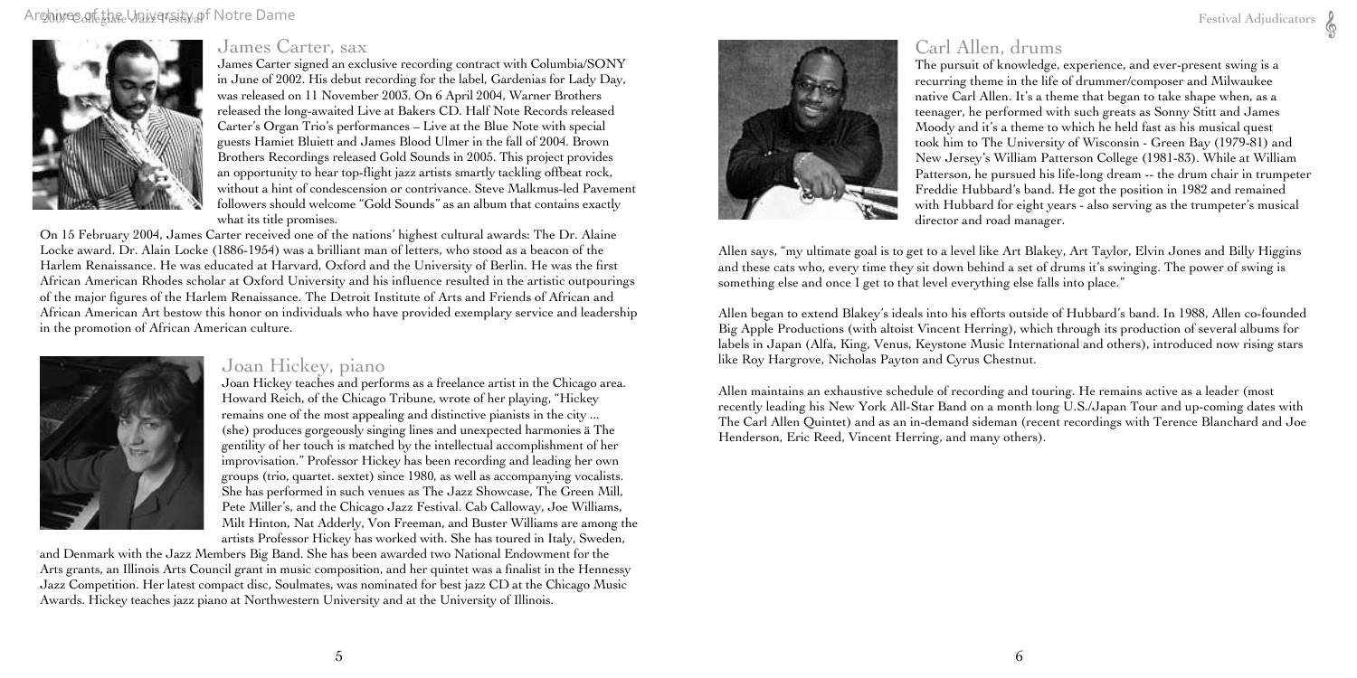## James Carter, sax

James Carter signed an exclusive recording contract with Columbia/SONY in June of 2002. His debut recording for the label, Gardenias for Lady Day, was released on 11 November 2003. On 6 April 2004, Warner Brothers released the long-awaited Live at Bakers CD. Half Note Records released Carter's Organ Trio's performances – Live at the Blue Note with special guests Hamiet Bluiett and James Blood Ulmer in the fall of 2004. Brown Brothers Recordings released Gold Sounds in 2005. This project provides an opportunity to hear top-flight jazz artists smartly tackling offbeat rock, without a hint of condescension or contrivance. Steve Malkmus-led Pavement followers should welcome "Gold Sounds" as an album that contains exactly what its title promises.

On 15 February 2004, James Carter received one of the nations' highest cultural awards: The Dr. Alaine Locke award. Dr. Alain Locke (1886-1954) was a brilliant man of letters, who stood as a beacon of the Harlem Renaissance. He was educated at Harvard, Oxford and the University of Berlin. He was the first African American Rhodes scholar at Oxford University and his influence resulted in the artistic outpourings of the major figures of the Harlem Renaissance. The Detroit Institute of Arts and Friends of African and African American Art bestow this honor on individuals who have provided exemplary service and leadership in the promotion of African American culture.

## Joan Hickey, piano

Joan Hickey teaches and performs as a freelance artist in the Chicago area. Howard Reich, of the Chicago Tribune, wrote of her playing, "Hickey remains one of the most appealing and distinctive pianists in the city ... (she) produces gorgeously singing lines and unexpected harmonies ä The gentility of her touch is matched by the intellectual accomplishment of her improvisation." Professor Hickey has been recording and leading her own groups (trio, quartet. sextet) since 1980, as well as accompanying vocalists. She has performed in such venues as The Jazz Showcase, The Green Mill, Pete Miller's, and the Chicago Jazz Festival. Cab Calloway, Joe Williams, Milt Hinton, Nat Adderly, Von Freeman, and Buster Williams are among the artists Professor Hickey has worked with. She has toured in Italy, Sweden, and Denmark with the Jazz Members Big Band. She has been awarded two National Endowment for the Arts grants, an Illinois Arts Council grant in music composition, and her quintet was a finalist in the Hennessy Jazz Competition. Her latest compact disc, Soulmates, was nominated for best jazz CD at the Chicago Music Awards. Hickey teaches jazz piano at Northwestern University and at the University of Illinois.

## Carl Allen, drums

The pursuit of knowledge, experience, and ever-present swing is a recurring theme in the life of drummer/composer and Milwaukee native Carl Allen. It's a theme that began to take shape when, as a teenager, he performed with such greats as Sonny Stitt and James Moody and it's a theme to which he held fast as his musical quest took him to The University of Wisconsin - Green Bay (1979-81) and New Jersey's William Patterson College (1981-83). While at William Patterson, he pursued his life-long dream -- the drum chair in trumpeter Freddie Hubbard's band. He got the position in 1982 and remained with Hubbard for eight years - also serving as the trumpeter's musical director and road manager.

Allen says, "my ultimate goal is to get to a level like Art Blakey, Art Taylor, Elvin Jones and Billy Higgins and these cats who, every time they sit down behind a set of drums it's swinging. The power of swing is something else and once I get to that level everything else falls into place."

Allen began to extend Blakey's ideals into his efforts outside of Hubbard's band. In 1988, Allen co-founded Big Apple Productions (with altoist Vincent Herring), which through its production of several albums for labels in Japan (Alfa, King, Venus, Keystone Music International and others), introduced now rising stars like Roy Hargrove, Nicholas Payton and Cyrus Chestnut.

Allen maintains an exhaustive schedule of recording and touring. He remains active as a leader (most recently leading his New York All-Star Band on a month long U.S./Japan Tour and up-coming dates with The Carl Allen Quintet) and as an in-demand sideman (recent recordings with Terence Blanchard and Joe Henderson, Eric Reed, Vincent Herring, and many others).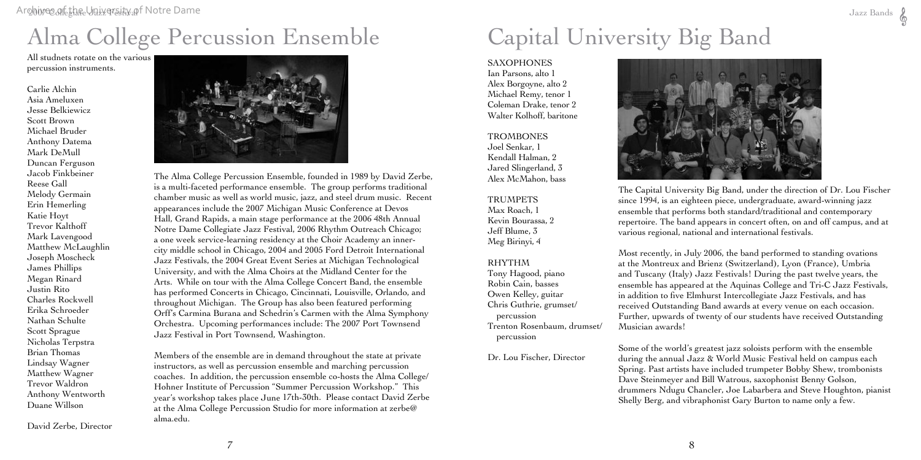# Alma College Percussion Ensemble

All studnets rotate on the various percussion instruments.

Carlie Alchin
Asia Ameluxen
Jesse Belkiewicz
Scott Brown
Michael Bruder
Anthony Datema
Mark DeMull
Duncan Ferguson
Jacob Finkbeiner
Reese Gall
Melody Germain
Erin Hemerling
Katie Hoyt
Trevor Kalthoff
Mark Lavengood
Matthew McLaughlin
Joseph Moscheck
James Phillips
Megan Rinard
Justin Rito
Charles Rockwell
Erika Schroeder
Nathan Schulte
Scott Sprague
Nicholas Terpstra
Brian Thomas
Lindsay Wagner
Matthew Wagner
Trevor Waldron
Anthony Wentworth
Duane Willson

David Zerbe, Director

The Alma College Percussion Ensemble, founded in 1989 by David Zerbe, is a multi-faceted performance ensemble. The group performs traditional chamber music as well as world music, jazz, and steel drum music. Recent appearances include the 2007 Michigan Music Conference at Devos Hall, Grand Rapids, a main stage performance at the 2006 48th Annual Notre Dame Collegiate Jazz Festival, 2006 Rhythm Outreach Chicago; a one week service-learning residency at the Choir Academy an inner-city middle school in Chicago, 2004 and 2005 Ford Detroit International Jazz Festivals, the 2004 Great Event Series at Michigan Technological University, and with the Alma Choirs at the Midland Center for the Arts. While on tour with the Alma College Concert Band, the ensemble has performed Concerts in Chicago, Cincinnati, Louisville, Orlando, and throughout Michigan. The Group has also been featured performing Orff's Carmina Burana and Schedrin's Carmen with the Alma Symphony Orchestra. Upcoming performances include: The 2007 Port Townsend Jazz Festival in Port Townsend, Washington.

Members of the ensemble are in demand throughout the state at private instructors, as well as percussion ensemble and marching percussion coaches. In addition, the percussion ensemble co-hosts the Alma College/ Hohner Institute of Percussion "Summer Percussion Workshop." This year's workshop takes place June 17th-30th. Please contact David Zerbe at the Alma College Percussion Studio for more information at zerbe@alma.edu.

# Capital University Big Band

SAXOPHONES
Ian Parsons, alto 1
Alex Borgoyne, alto 2
Michael Remy, tenor 1
Coleman Drake, tenor 2
Walter Kolhoff, baritone

TROMBONES
Joel Senkar, 1
Kendall Halman, 2
Jared Slingerland, 3
Alex McMahon, bass

TRUMPETS
Max Roach, 1
Kevin Bourassa, 2
Jeff Blume, 3
Meg Birinyi, 4

RHYTHM
Tony Hagood, piano
Robin Cain, basses
Owen Kelley, guitar
Chris Guthrie, grumset/ percussion
Trenton Rosenbaum, drumset/ percussion

Dr. Lou Fischer, Director

The Capital University Big Band, under the direction of Dr. Lou Fischer since 1994, is an eighteen piece, undergraduate, award-winning jazz ensemble that performs both standard/traditional and contemporary repertoire. The band appears in concert often, on and off campus, and at various regional, national and international festivals.

Most recently, in July 2006, the band performed to standing ovations at the Montreux and Brienz (Switzerland), Lyon (France), Umbria and Tuscany (Italy) Jazz Festivals! During the past twelve years, the ensemble has appeared at the Aquinas College and Tri-C Jazz Festivals, in addition to five Elmhurst Intercollegiate Jazz Festivals, and has received Outstanding Band awards at every venue on each occasion. Further, upwards of twenty of our students have received Outstanding Musician awards!

Some of the world's greatest jazz soloists perform with the ensemble during the annual Jazz & World Music Festival held on campus each Spring. Past artists have included trumpeter Bobby Shew, trombonists Dave Steinmeyer and Bill Watrous, saxophonist Benny Golson, drummers Ndugu Chancler, Joe Labarbera and Steve Houghton, pianist Shelly Berg, and vibraphonist Gary Burton to name only a few.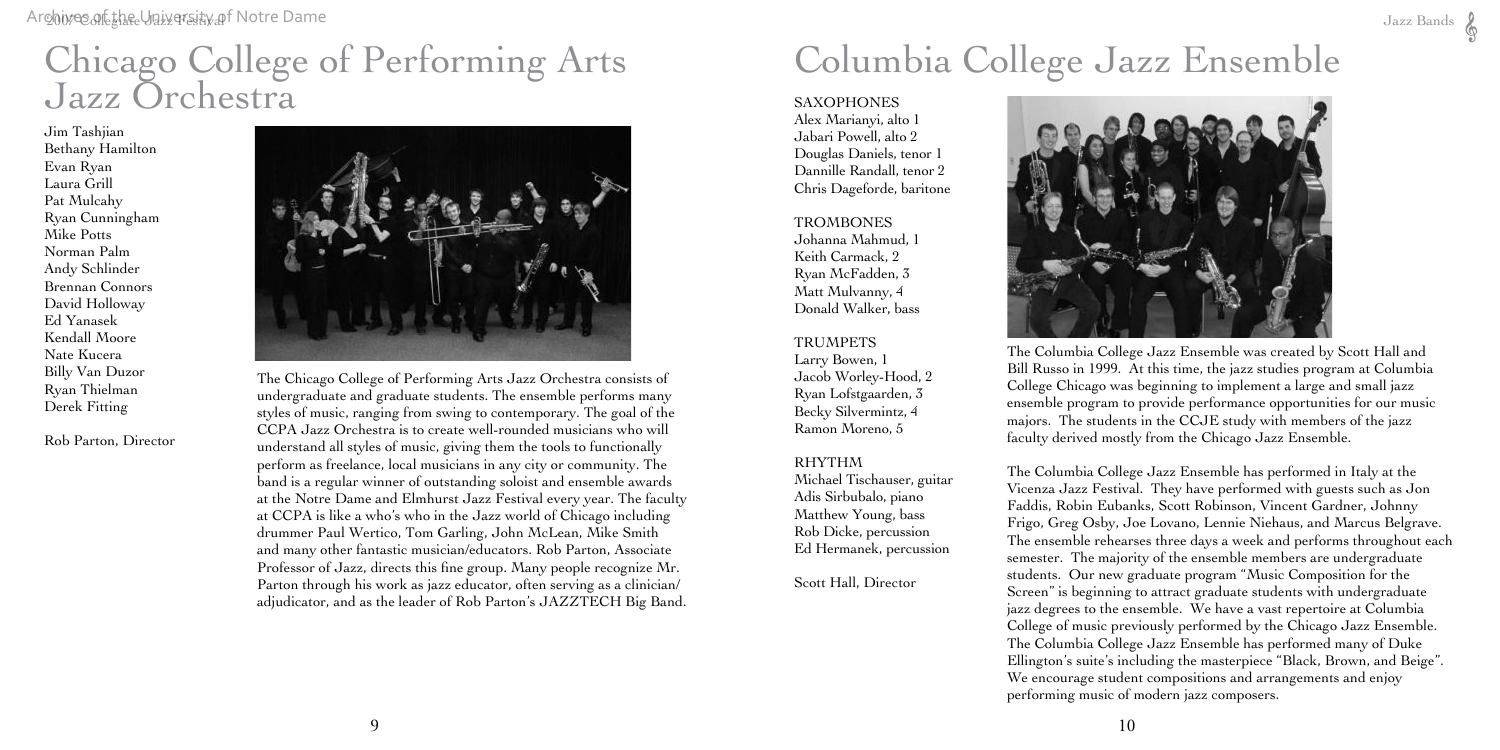# Chicago College of Performing Arts Jazz Orchestra

Jim Tashjian
Bethany Hamilton
Evan Ryan
Laura Grill
Pat Mulcahy
Ryan Cunningham
Mike Potts
Norman Palm
Andy Schlinder
Brennan Connors
David Holloway
Ed Yanasek
Kendall Moore
Nate Kucera
Billy Van Duzor
Ryan Thielman
Derek Fitting

Rob Parton, Director

The Chicago College of Performing Arts Jazz Orchestra consists of undergraduate and graduate students. The ensemble performs many styles of music, ranging from swing to contemporary. The goal of the CCPA Jazz Orchestra is to create well-rounded musicians who will understand all styles of music, giving them the tools to functionally perform as freelance, local musicians in any city or community. The band is a regular winner of outstanding soloist and ensemble awards at the Notre Dame and Elmhurst Jazz Festival every year. The faculty at CCPA is like a who's who in the Jazz world of Chicago including drummer Paul Wertico, Tom Garling, John McLean, Mike Smith and many other fantastic musician/educators. Rob Parton, Associate Professor of Jazz, directs this fine group. Many people recognize Mr. Parton through his work as jazz educator, often serving as a clinician/adjudicator, and as the leader of Rob Parton's JAZZTECH Big Band.

# Columbia College Jazz Ensemble

SAXOPHONES
Alex Marianyi, alto 1
Jabari Powell, alto 2
Douglas Daniels, tenor 1
Dannille Randall, tenor 2
Chris Dageforde, baritone

TROMBONES
Johanna Mahmud, 1
Keith Carmack, 2
Ryan McFadden, 3
Matt Mulvanny, 4
Donald Walker, bass

TRUMPETS
Larry Bowen, 1
Jacob Worley-Hood, 2
Ryan Lofstgaarden, 3
Becky Silvermintz, 4
Ramon Moreno, 5

RHYTHM
Michael Tischauser, guitar
Adis Sirbubalo, piano
Matthew Young, bass
Rob Dicke, percussion
Ed Hermanek, percussion

Scott Hall, Director

The Columbia College Jazz Ensemble was created by Scott Hall and Bill Russo in 1999. At this time, the jazz studies program at Columbia College Chicago was beginning to implement a large and small jazz ensemble program to provide performance opportunities for our music majors. The students in the CCJE study with members of the jazz faculty derived mostly from the Chicago Jazz Ensemble.

The Columbia College Jazz Ensemble has performed in Italy at the Vicenza Jazz Festival. They have performed with guests such as Jon Faddis, Robin Eubanks, Scott Robinson, Vincent Gardner, Johnny Frigo, Greg Osby, Joe Lovano, Lennie Niehaus, and Marcus Belgrave. The ensemble rehearses three days a week and performs throughout each semester. The majority of the ensemble members are undergraduate students. Our new graduate program "Music Composition for the Screen" is beginning to attract graduate students with undergraduate jazz degrees to the ensemble. We have a vast repertoire at Columbia College of music previously performed by the Chicago Jazz Ensemble. The Columbia College Jazz Ensemble has performed many of Duke Ellington's suite's including the masterpiece "Black, Brown, and Beige". We encourage student compositions and arrangements and enjoy performing music of modern jazz composers.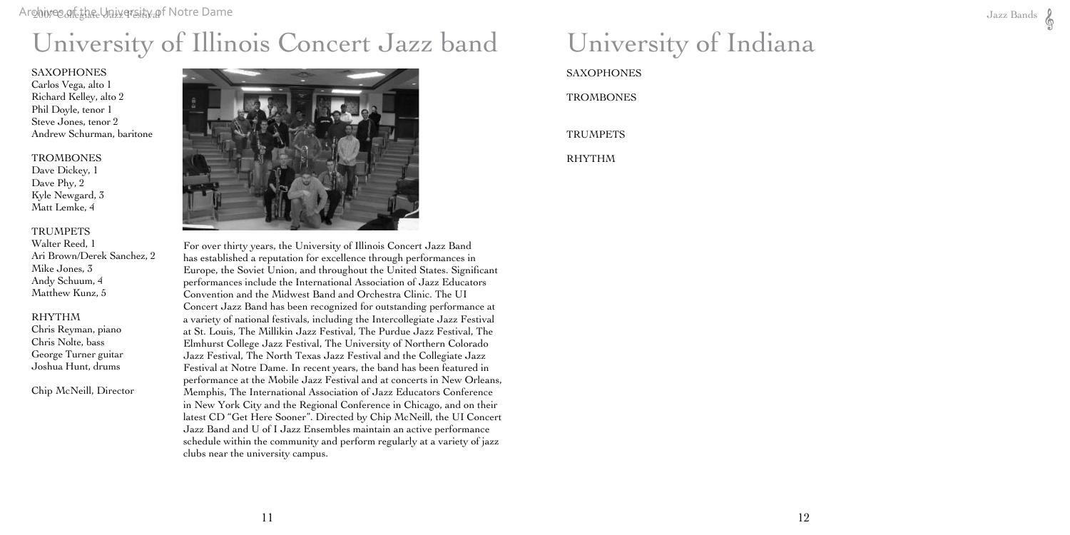# University of Illinois Concert Jazz band

SAXOPHONES
Carlos Vega, alto 1
Richard Kelley, alto 2
Phil Doyle, tenor 1
Steve Jones, tenor 2
Andrew Schurman, baritone

TROMBONES
Dave Dickey, 1
Dave Phy, 2
Kyle Newgard, 3
Matt Lemke, 4

TRUMPETS
Walter Reed, 1
Ari Brown/Derek Sanchez, 2
Mike Jones, 3
Andy Schuum, 4
Matthew Kunz, 5

RHYTHM
Chris Reyman, piano
Chris Nolte, bass
George Turner guitar
Joshua Hunt, drums

Chip McNeill, Director

For over thirty years, the University of Illinois Concert Jazz Band has established a reputation for excellence through performances in Europe, the Soviet Union, and throughout the United States. Significant performances include the International Association of Jazz Educators Convention and the Midwest Band and Orchestra Clinic. The UI Concert Jazz Band has been recognized for outstanding performance at a variety of national festivals, including the Intercollegiate Jazz Festival at St. Louis, The Millikin Jazz Festival, The Purdue Jazz Festival, The Elmhurst College Jazz Festival, The University of Northern Colorado Jazz Festival, The North Texas Jazz Festival and the Collegiate Jazz Festival at Notre Dame. In recent years, the band has been featured in performance at the Mobile Jazz Festival and at concerts in New Orleans, Memphis, The International Association of Jazz Educators Conference in New York City and the Regional Conference in Chicago, and on their latest CD "Get Here Sooner". Directed by Chip McNeill, the UI Concert Jazz Band and U of I Jazz Ensembles maintain an active performance schedule within the community and perform regularly at a variety of jazz clubs near the university campus.

# University of Indiana

SAXOPHONES

TROMBONES

TRUMPETS

RHYTHM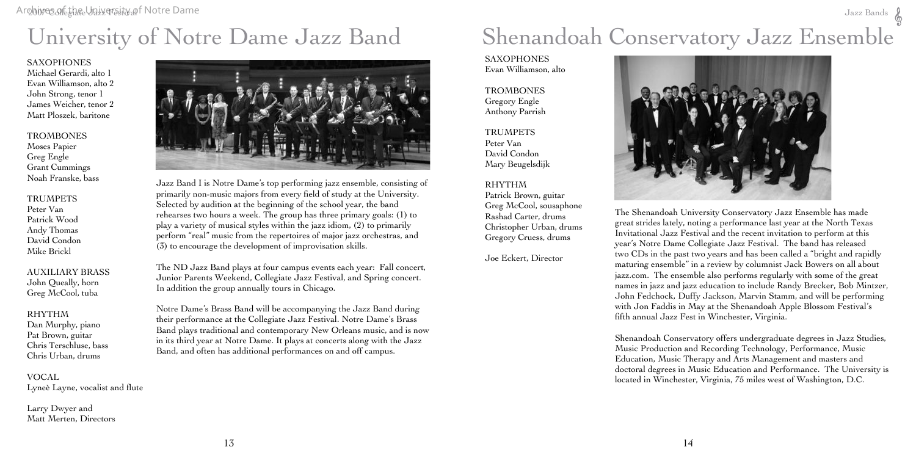# University of Notre Dame Jazz Band

SAXOPHONES
Michael Gerardi, alto 1
Evan Williamson, alto 2
John Strong, tenor 1
James Weicher, tenor 2
Matt Ploszek, baritone

TROMBONES
Moses Papier
Greg Engle
Grant Cummings
Noah Franske, bass

TRUMPETS
Peter Van
Patrick Wood
Andy Thomas
David Condon
Mike Brickl

AUXILIARY BRASS
John Queally, horn
Greg McCool, tuba

RHYTHM
Dan Murphy, piano
Pat Brown, guitar
Chris Terschluse, bass
Chris Urban, drums

VOCAL
Lyneè Layne, vocalist and flute

Larry Dwyer and
Matt Merten, Directors

Jazz Band I is Notre Dame's top performing jazz ensemble, consisting of primarily non-music majors from every field of study at the University. Selected by audition at the beginning of the school year, the band rehearses two hours a week. The group has three primary goals: (1) to play a variety of musical styles within the jazz idiom, (2) to primarily perform "real" music from the repertoires of major jazz orchestras, and (3) to encourage the development of improvisation skills.

The ND Jazz Band plays at four campus events each year: Fall concert, Junior Parents Weekend, Collegiate Jazz Festival, and Spring concert. In addition the group annually tours in Chicago.

Notre Dame's Brass Band will be accompanying the Jazz Band during their performance at the Collegiate Jazz Festival. Notre Dame's Brass Band plays traditional and contemporary New Orleans music, and is now in its third year at Notre Dame. It plays at concerts along with the Jazz Band, and often has additional performances on and off campus.

# Shenandoah Conservatory Jazz Ensemble

SAXOPHONES
Evan Williamson, alto

TROMBONES
Gregory Engle
Anthony Parrish

TRUMPETS
Peter Van
David Condon
Mary Beugelsdijk

RHYTHM
Patrick Brown, guitar
Greg McCool, sousaphone
Rashad Carter, drums
Christopher Urban, drums
Gregory Cruess, drums

Joe Eckert, Director

The Shenandoah University Conservatory Jazz Ensemble has made great strides lately, noting a performance last year at the North Texas Invitational Jazz Festival and the recent invitation to perform at this year's Notre Dame Collegiate Jazz Festival. The band has released two CDs in the past two years and has been called a "bright and rapidly maturing ensemble" in a review by columnist Jack Bowers on all about jazz.com. The ensemble also performs regularly with some of the great names in jazz and jazz education to include Randy Brecker, Bob Mintzer, John Fedchock, Duffy Jackson, Marvin Stamm, and will be performing with Jon Faddis in May at the Shenandoah Apple Blossom Festival's fifth annual Jazz Fest in Winchester, Virginia.

Shenandoah Conservatory offers undergraduate degrees in Jazz Studies, Music Production and Recording Technology, Performance, Music Education, Music Therapy and Arts Management and masters and doctoral degrees in Music Education and Performance. The University is located in Winchester, Virginia, 75 miles west of Washington, D.C.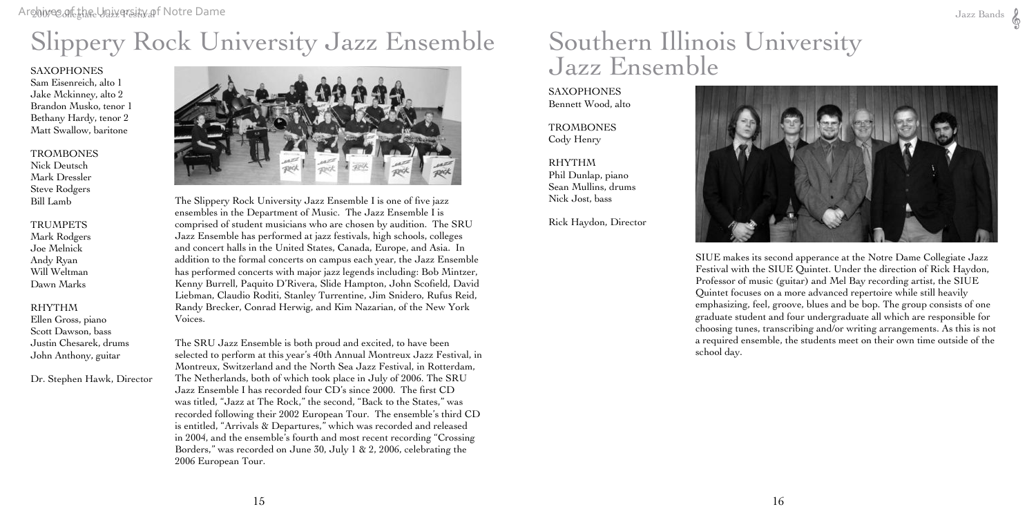# Slippery Rock University Jazz Ensemble

SAXOPHONES
Sam Eisenreich, alto 1
Jake Mckinney, alto 2
Brandon Musko, tenor 1
Bethany Hardy, tenor 2
Matt Swallow, baritone

TROMBONES
Nick Deutsch
Mark Dressler
Steve Rodgers
Bill Lamb

TRUMPETS
Mark Rodgers
Joe Melnick
Andy Ryan
Will Weltman
Dawn Marks

RHYTHM
Ellen Gross, piano
Scott Dawson, bass
Justin Chesarek, drums
John Anthony, guitar

Dr. Stephen Hawk, Director

The Slippery Rock University Jazz Ensemble I is one of five jazz ensembles in the Department of Music. The Jazz Ensemble I is comprised of student musicians who are chosen by audition. The SRU Jazz Ensemble has performed at jazz festivals, high schools, colleges and concert halls in the United States, Canada, Europe, and Asia. In addition to the formal concerts on campus each year, the Jazz Ensemble has performed concerts with major jazz legends including: Bob Mintzer, Kenny Burrell, Paquito D'Rivera, Slide Hampton, John Scofield, David Liebman, Claudio Roditi, Stanley Turrentine, Jim Snidero, Rufus Reid, Randy Brecker, Conrad Herwig, and Kim Nazarian, of the New York Voices.

The SRU Jazz Ensemble is both proud and excited, to have been selected to perform at this year's 40th Annual Montreux Jazz Festival, in Montreux, Switzerland and the North Sea Jazz Festival, in Rotterdam, The Netherlands, both of which took place in July of 2006. The SRU Jazz Ensemble I has recorded four CD's since 2000. The first CD was titled, "Jazz at The Rock," the second, "Back to the States," was recorded following their 2002 European Tour. The ensemble's third CD is entitled, "Arrivals & Departures," which was recorded and released in 2004, and the ensemble's fourth and most recent recording "Crossing Borders," was recorded on June 30, July 1 & 2, 2006, celebrating the 2006 European Tour.

# Southern Illinois University Jazz Ensemble

SAXOPHONES
Bennett Wood, alto

TROMBONES
Cody Henry

RHYTHM
Phil Dunlap, piano
Sean Mullins, drums
Nick Jost, bass

Rick Haydon, Director

SIUE makes its second apperance at the Notre Dame Collegiate Jazz Festival with the SIUE Quintet. Under the direction of Rick Haydon, Professor of music (guitar) and Mel Bay recording artist, the SIUE Quintet focuses on a more advanced repertoire while still heavily emphasizing, feel, groove, blues and be bop. The group consists of one graduate student and four undergraduate all which are responsible for choosing tunes, transcribing and/or writing arrangements. As this is not a required ensemble, the students meet on their own time outside of the school day.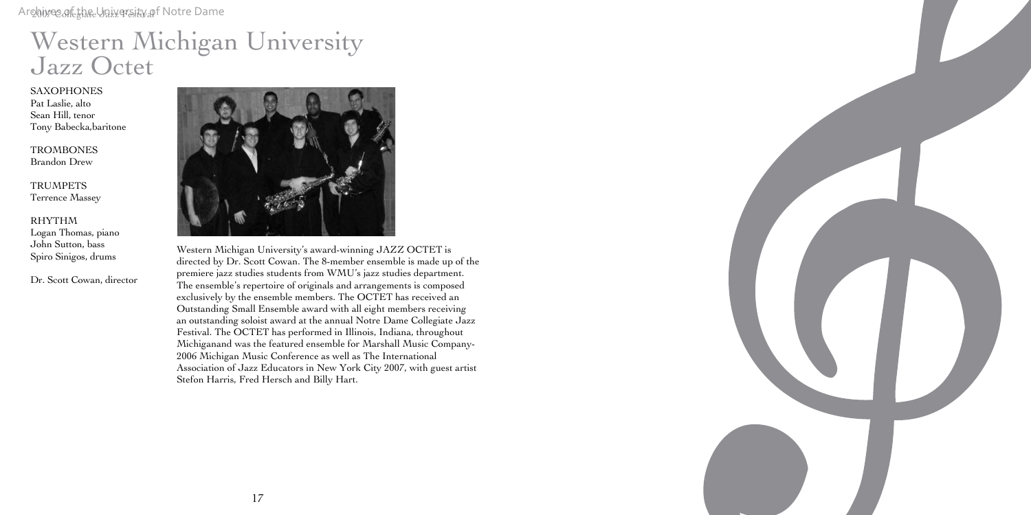# Western Michigan University Jazz Octet

SAXOPHONES
Pat Laslie, alto
Sean Hill, tenor
Tony Babecka,baritone

TROMBONES
Brandon Drew

TRUMPETS
Terrence Massey

RHYTHM
Logan Thomas, piano
John Sutton, bass
Spiro Sinigos, drums

Dr. Scott Cowan, director

Western Michigan University's award-winning JAZZ OCTET is directed by Dr. Scott Cowan. The 8-member ensemble is made up of the premiere jazz studies students from WMU's jazz studies department. The ensemble's repertoire of originals and arrangements is composed exclusively by the ensemble members. The OCTET has received an Outstanding Small Ensemble award with all eight members receiving an outstanding soloist award at the annual Notre Dame Collegiate Jazz Festival. The OCTET has performed in Illinois, Indiana, throughout Michiganand was the featured ensemble for Marshall Music Company-2006 Michigan Music Conference as well as The International Association of Jazz Educators in New York City 2007, with guest artist Stefon Harris, Fred Hersch and Billy Hart.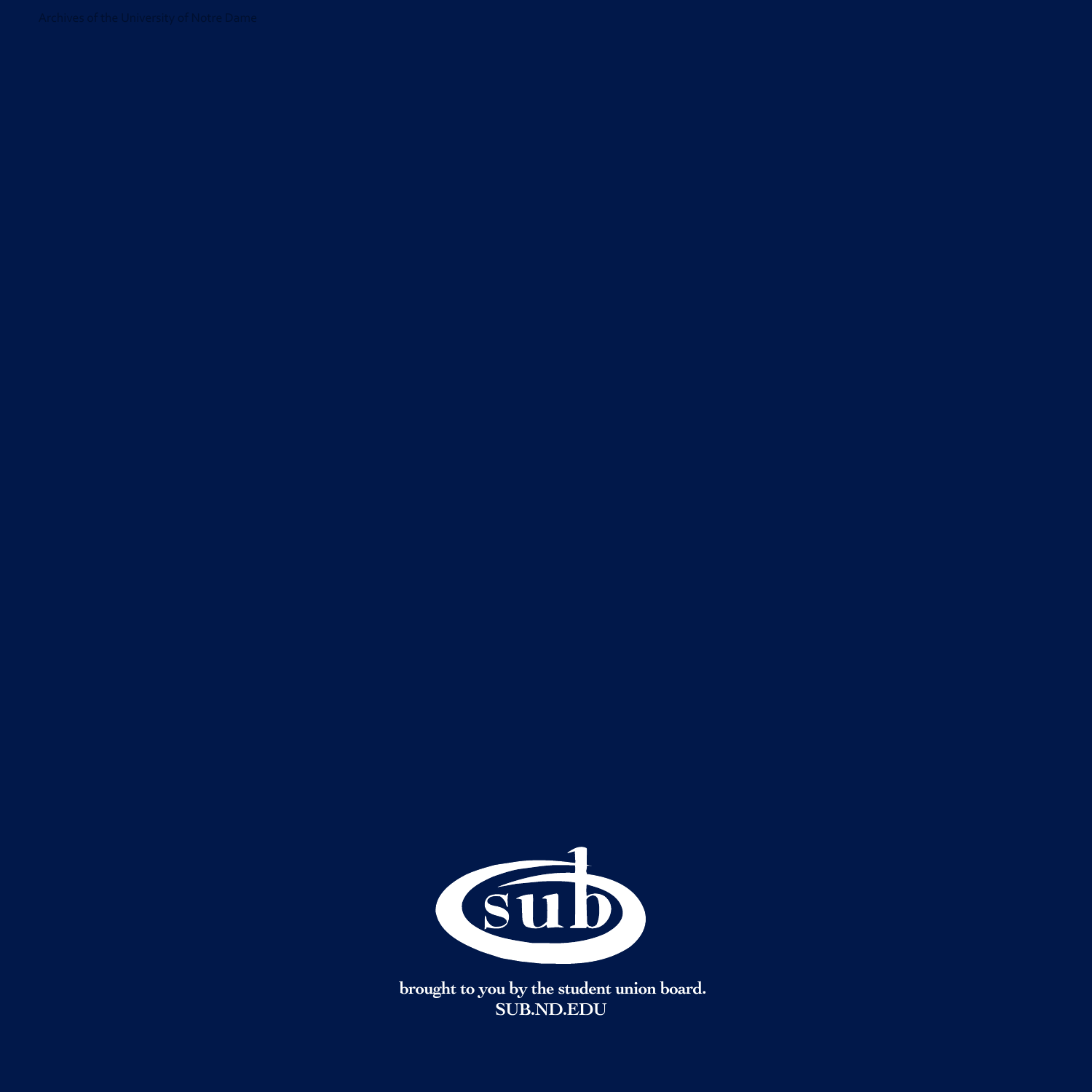sub

brought to you by the student union board.

SUB.ND.EDU